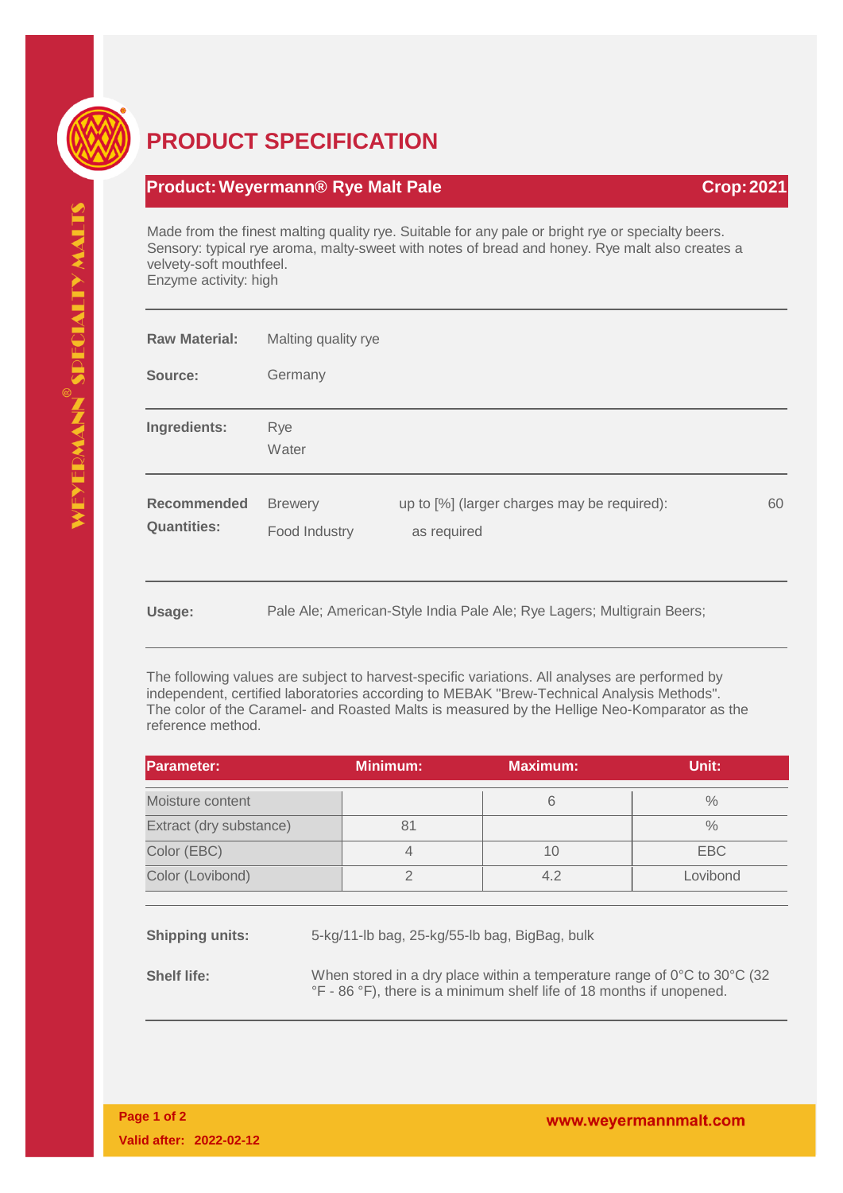# PRODUCT SPECIFICATION

**Product: Weyermann® Rye Malt Pale** — **Crop: 2021**

Made from the finest malting quality rye. Suitable for any pale or bright rye or specialty beers.
Sensory: typical rye aroma, malty-sweet with notes of bread and honey. Rye malt also creates a velvety-soft mouthfeel.
Enzyme activity: high

**Raw Material:** Malting quality rye

**Source:** Germany

**Ingredients:** Rye
Water

**Recommended Quantities:**

| | | |
|---|---|---|
| Brewery | up to [%] (larger charges may be required): | 60 |
| Food Industry | as required | |

**Usage:** Pale Ale; American-Style India Pale Ale; Rye Lagers; Multigrain Beers;

The following values are subject to harvest-specific variations. All analyses are performed by independent, certified laboratories according to MEBAK "Brew-Technical Analysis Methods". The color of the Caramel- and Roasted Malts is measured by the Hellige Neo-Komparator as the reference method.

| Parameter: | Minimum: | Maximum: | Unit: |
|---|---|---|---|
| Moisture content | | 6 | % |
| Extract (dry substance) | 81 | | % |
| Color (EBC) | 4 | 10 | EBC |
| Color (Lovibond) | 2 | 4.2 | Lovibond |

**Shipping units:** 5-kg/11-lb bag, 25-kg/55-lb bag, BigBag, bulk

**Shelf life:** When stored in a dry place within a temperature range of 0°C to 30°C (32 °F - 86 °F), there is a minimum shelf life of 18 months if unopened.

Valid after: 2022-02-12

www.weyermannmalt.com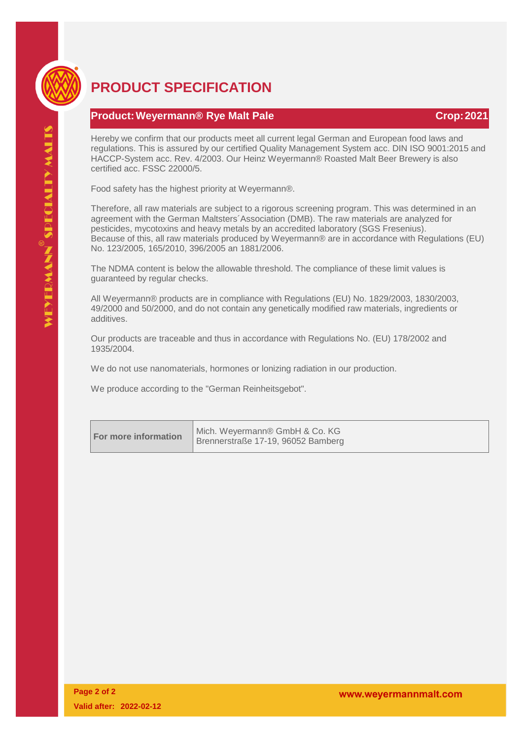# PRODUCT SPECIFICATION

**Product: Weyermann® Rye Malt Pale** | **Crop: 2021**

Hereby we confirm that our products meet all current legal German and European food laws and regulations. This is assured by our certified Quality Management System acc. DIN ISO 9001:2015 and HACCP-System acc. Rev. 4/2003. Our Heinz Weyermann® Roasted Malt Beer Brewery is also certified acc. FSSC 22000/5.

Food safety has the highest priority at Weyermann®.

Therefore, all raw materials are subject to a rigorous screening program. This was determined in an agreement with the German Maltsters´Association (DMB). The raw materials are analyzed for pesticides, mycotoxins and heavy metals by an accredited laboratory (SGS Fresenius). Because of this, all raw materials produced by Weyermann® are in accordance with Regulations (EU) No. 123/2005, 165/2010, 396/2005 an 1881/2006.

The NDMA content is below the allowable threshold. The compliance of these limit values is guaranteed by regular checks.

All Weyermann® products are in compliance with Regulations (EU) No. 1829/2003, 1830/2003, 49/2000 and 50/2000, and do not contain any genetically modified raw materials, ingredients or additives.

Our products are traceable and thus in accordance with Regulations No. (EU) 178/2002 and 1935/2004.

We do not use nanomaterials, hormones or Ionizing radiation in our production.

We produce according to the "German Reinheitsgebot".

| | |
|---|---|
| **For more information** | Mich. Weyermann® GmbH & Co. KG<br>Brennerstraße 17-19, 96052 Bamberg |

**Valid after: 2022-02-12**

**www.weyermannmalt.com**